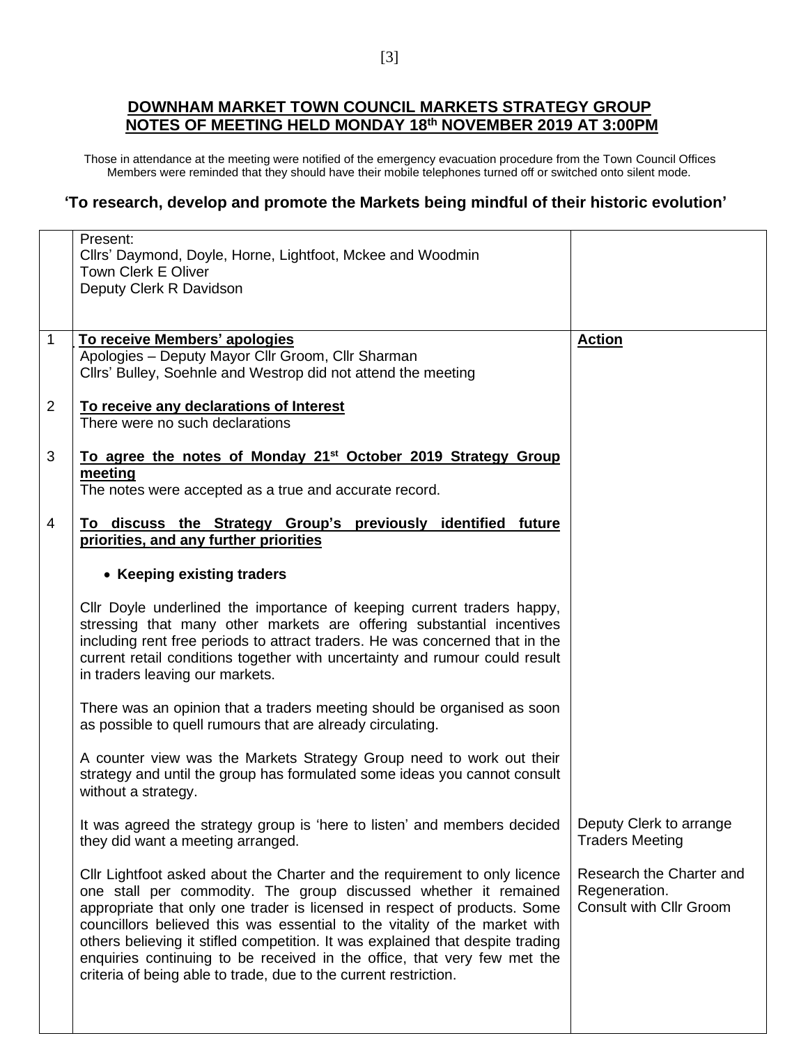# DOWNHAM MARKET TOWN COUNCIL MARKETS STRATEGY GROUP
## NOTES OF MEETING HELD MONDAY 18th NOVEMBER 2019 AT 3:00PM

Those in attendance at the meeting were notified of the emergency evacuation procedure from the Town Council Offices
Members were reminded that they should have their mobile telephones turned off or switched onto silent mode.

### 'To research, develop and promote the Markets being mindful of their historic evolution'

| | | |
|---|---|---|
| | Present:<br>Cllrs' Daymond, Doyle, Horne, Lightfoot, Mckee and Woodmin<br>Town Clerk E Oliver<br>Deputy Clerk R Davidson | |
| 1 | **To receive Members' apologies**<br>Apologies – Deputy Mayor Cllr Groom, Cllr Sharman<br>Cllrs' Bulley, Soehnle and Westrop did not attend the meeting | **Action** |
| 2 | **To receive any declarations of Interest**<br>There were no such declarations | |
| 3 | **To agree the notes of Monday 21st October 2019 Strategy Group meeting**<br>The notes were accepted as a true and accurate record. | |
| 4 | **To discuss the Strategy Group's previously identified future priorities, and any further priorities**<br><br>• **Keeping existing traders**<br><br>Cllr Doyle underlined the importance of keeping current traders happy, stressing that many other markets are offering substantial incentives including rent free periods to attract traders. He was concerned that in the current retail conditions together with uncertainty and rumour could result in traders leaving our markets.<br><br>There was an opinion that a traders meeting should be organised as soon as possible to quell rumours that are already circulating.<br><br>A counter view was the Markets Strategy Group need to work out their strategy and until the group has formulated some ideas you cannot consult without a strategy. | |
| | It was agreed the strategy group is 'here to listen' and members decided they did want a meeting arranged. | Deputy Clerk to arrange Traders Meeting |
| | Cllr Lightfoot asked about the Charter and the requirement to only licence one stall per commodity. The group discussed whether it remained appropriate that only one trader is licensed in respect of products. Some councillors believed this was essential to the vitality of the market with others believing it stifled competition. It was explained that despite trading enquiries continuing to be received in the office, that very few met the criteria of being able to trade, due to the current restriction. | Research the Charter and Regeneration.<br>Consult with Cllr Groom |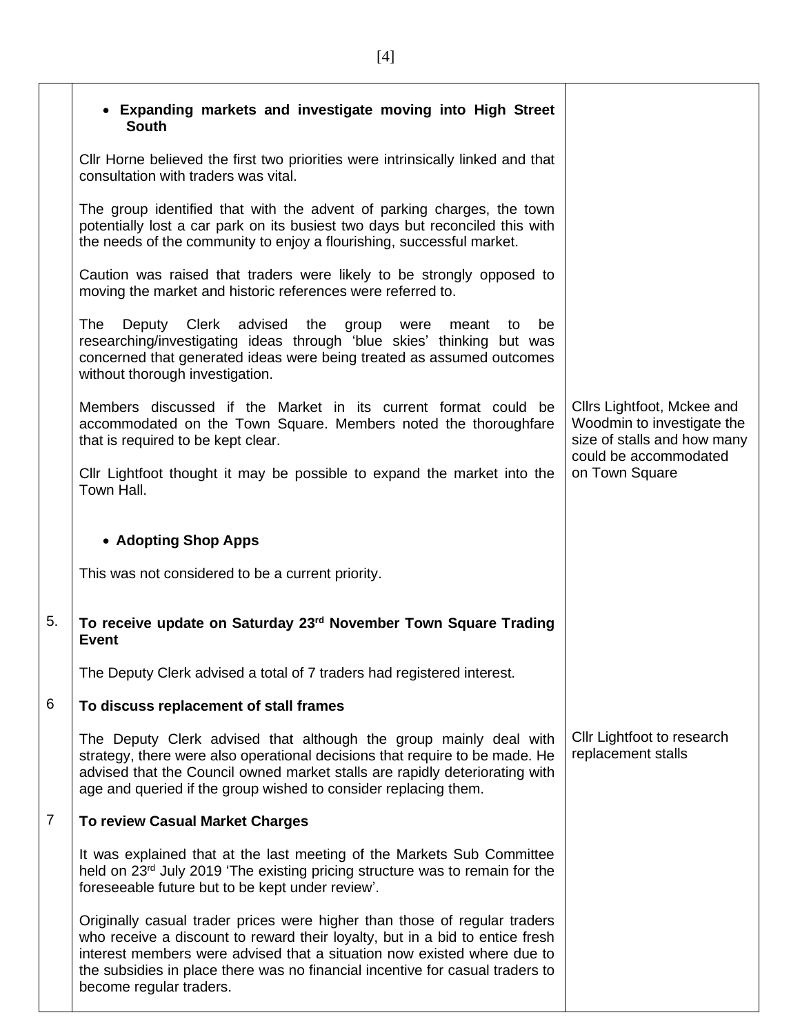| | | |
|---|---|---|
| | • **Expanding markets and investigate moving into High Street South**<br><br>Cllr Horne believed the first two priorities were intrinsically linked and that consultation with traders was vital.<br><br>The group identified that with the advent of parking charges, the town potentially lost a car park on its busiest two days but reconciled this with the needs of the community to enjoy a flourishing, successful market.<br><br>Caution was raised that traders were likely to be strongly opposed to moving the market and historic references were referred to.<br><br>The Deputy Clerk advised the group were meant to be researching/investigating ideas through 'blue skies' thinking but was concerned that generated ideas were being treated as assumed outcomes without thorough investigation.<br><br>Members discussed if the Market in its current format could be accommodated on the Town Square. Members noted the thoroughfare that is required to be kept clear.<br><br>Cllr Lightfoot thought it may be possible to expand the market into the Town Hall.<br><br>• **Adopting Shop Apps**<br><br>This was not considered to be a current priority. | Cllrs Lightfoot, Mckee and Woodmin to investigate the size of stalls and how many could be accommodated on Town Square |
| 5. | **To receive update on Saturday 23rd November Town Square Trading Event**<br><br>The Deputy Clerk advised a total of 7 traders had registered interest. | |
| 6 | **To discuss replacement of stall frames**<br><br>The Deputy Clerk advised that although the group mainly deal with strategy, there were also operational decisions that require to be made. He advised that the Council owned market stalls are rapidly deteriorating with age and queried if the group wished to consider replacing them. | Cllr Lightfoot to research replacement stalls |
| 7 | **To review Casual Market Charges**<br><br>It was explained that at the last meeting of the Markets Sub Committee held on 23rd July 2019 'The existing pricing structure was to remain for the foreseeable future but to be kept under review'.<br><br>Originally casual trader prices were higher than those of regular traders who receive a discount to reward their loyalty, but in a bid to entice fresh interest members were advised that a situation now existed where due to the subsidies in place there was no financial incentive for casual traders to become regular traders. | |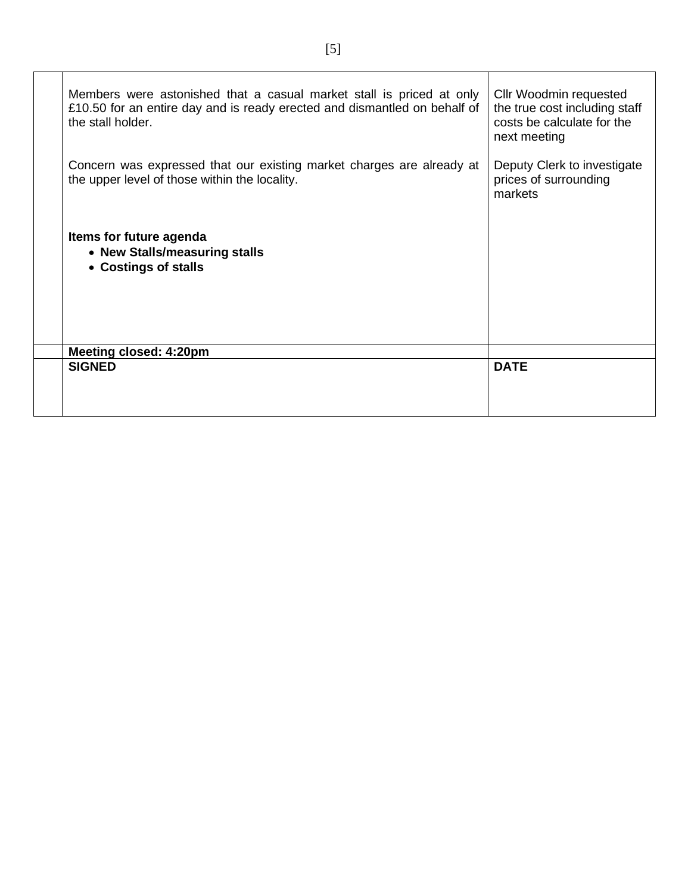| | | |
|---|---|---|
| | Members were astonished that a casual market stall is priced at only £10.50 for an entire day and is ready erected and dismantled on behalf of the stall holder.<br><br>Concern was expressed that our existing market charges are already at the upper level of those within the locality.<br><br>**Items for future agenda**<br>• **New Stalls/measuring stalls**<br>• **Costings of stalls** | Cllr Woodmin requested the true cost including staff costs be calculate for the next meeting<br><br>Deputy Clerk to investigate prices of surrounding markets |
| | **Meeting closed: 4:20pm** | |
| | **SIGNED** | **DATE** |